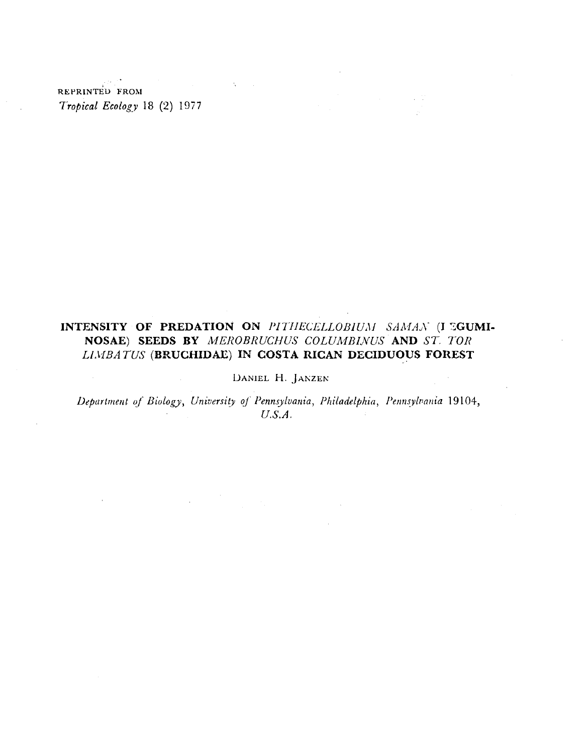REPRINTED FROM
*Tropical Ecology* 18 (2) 1977

# INTENSITY OF PREDATION ON *PITHECELLOBIUM SAMAN* (LEGUMINOSAE) SEEDS BY *MEROBRUCHUS COLUMBINUS* AND *STATOR LIMBATUS* (BRUCHIDAE) IN COSTA RICAN DECIDUOUS FOREST

DANIEL H. JANZEN

*Department of Biology, University of Pennsylvania, Philadelphia, Pennsylvania 19104, U.S.A.*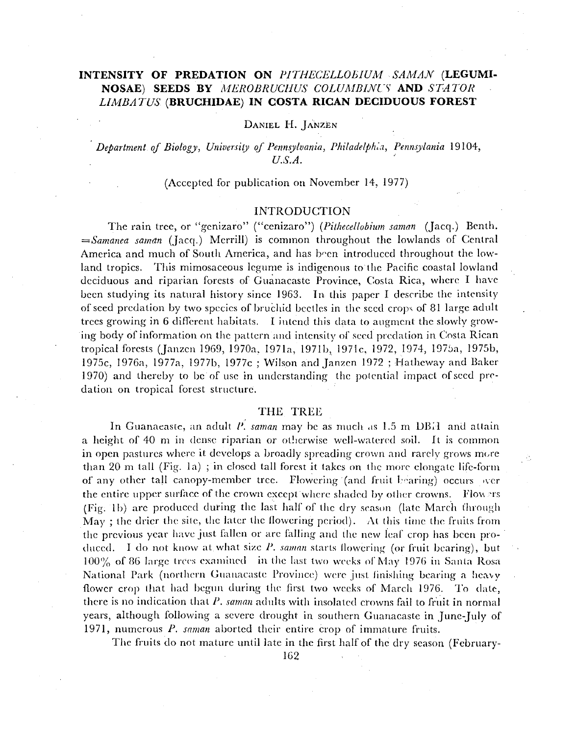# INTENSITY OF PREDATION ON *PITHECELLOBIUM SAMAN* (LEGUMINOSAE) SEEDS BY *MEROBRUCHUS COLUMBINUS* AND *STATOR LIMBATUS* (BRUCHIDAE) IN COSTA RICAN DECIDUOUS FOREST

DANIEL H. JANZEN

*Department of Biology, University of Pennsylvania, Philadelphia, Pennsylvania* 19104, *U.S.A.*

(Accepted for publication on November 14, 1977)

## INTRODUCTION

The rain tree, or "genizaro" ("cenizaro") (*Pithecellobium saman* (Jacq.) Benth. =*Samanea saman* (Jacq.) Merrill) is common throughout the lowlands of Central America and much of South America, and has been introduced throughout the lowland tropics. This mimosaceous legume is indigenous to the Pacific coastal lowland deciduous and riparian forests of Guanacaste Province, Costa Rica, where I have been studying its natural history since 1963. In this paper I describe the intensity of seed predation by two species of bruchid beetles in the seed crops of 81 large adult trees growing in 6 different habitats. I intend this data to augment the slowly growing body of information on the pattern and intensity of seed predation in Costa Rican tropical forests (Janzen 1969, 1970a, 1971a, 1971b, 1971c, 1972, 1974, 1975a, 1975b, 1975c, 1976a, 1977a, 1977b, 1977c ; Wilson and Janzen 1972 ; Hatheway and Baker 1970) and thereby to be of use in understanding the potential impact of seed predation on tropical forest structure.

## THE TREE

In Guanacaste, an adult *P. saman* may be as much as 1.5 m DBH and attain a height of 40 m in dense riparian or otherwise well-watered soil. It is common in open pastures where it develops a broadly spreading crown and rarely grows more than 20 m tall (Fig. 1a) ; in closed tall forest it takes on the more elongate life-form of any other tall canopy-member tree. Flowering (and fruit bearing) occurs over the entire upper surface of the crown except where shaded by other crowns. Flowers (Fig. 1b) are produced during the last half of the dry season (late March through May ; the drier the site, the later the flowering period). At this time the fruits from the previous year have just fallen or are falling and the new leaf crop has been produced. I do not know at what size *P. saman* starts flowering (or fruit bearing), but 100% of 86 large trees examined in the last two weeks of May 1976 in Santa Rosa National Park (northern Guanacaste Province) were just finishing bearing a heavy flower crop that had begun during the first two weeks of March 1976. To date, there is no indication that *P. saman* adults with insolated crowns fail to fruit in normal years, although following a severe drought in southern Guanacaste in June-July of 1971, numerous *P. saman* aborted their entire crop of immature fruits.

The fruits do not mature until late in the first half of the dry season (February-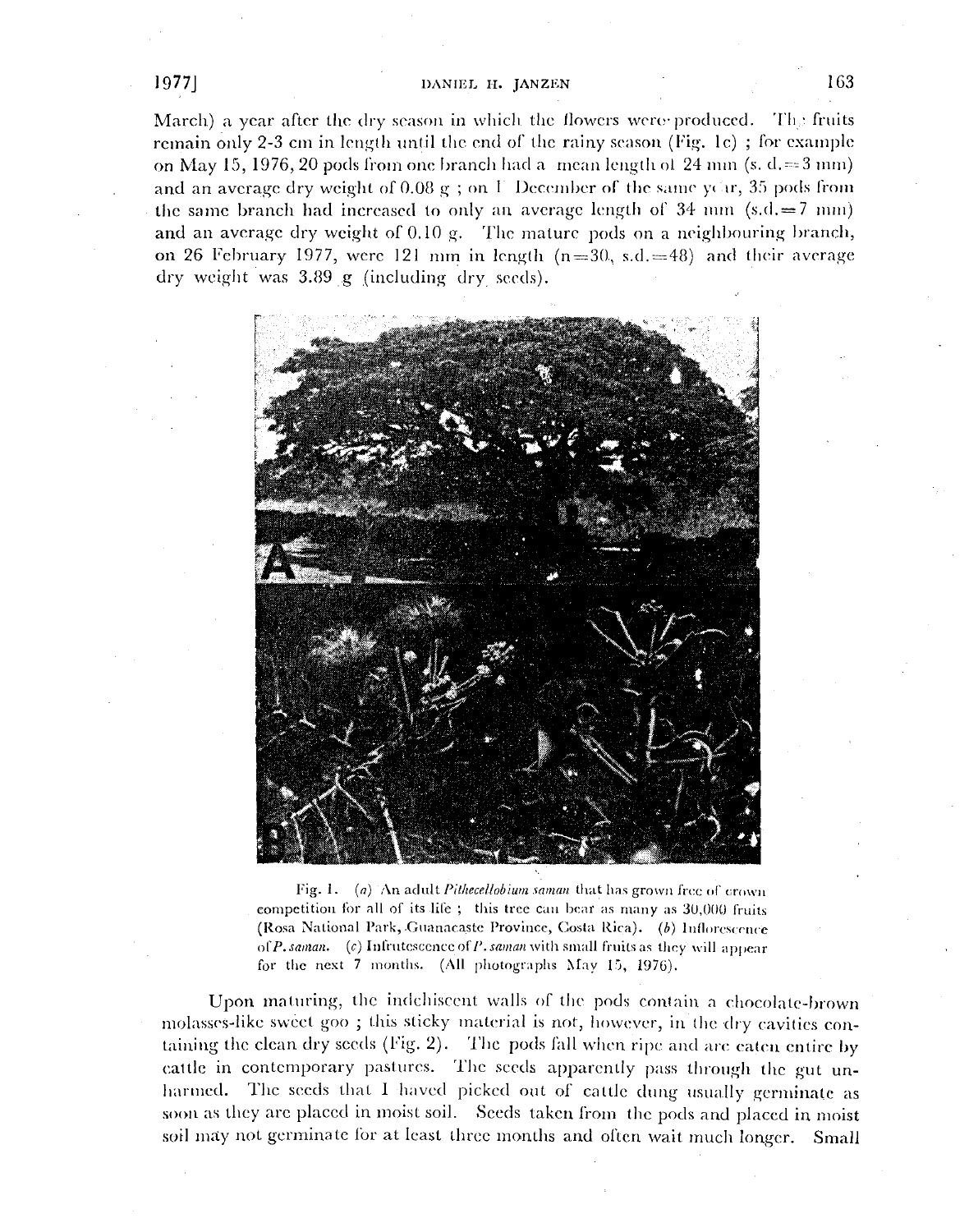March) a year after the dry season in which the flowers were produced. The fruits remain only 2-3 cm in length until the end of the rainy season (Fig. 1c) ; for example on May 15, 1976, 20 pods from one branch had a mean length of 24 mm (s. d.=3 mm) and an average dry weight of 0.08 g ; on 1 December of the same year, 35 pods from the same branch had increased to only an average length of 34 mm (s.d.=7 mm) and an average dry weight of 0.10 g. The mature pods on a neighbouring branch, on 26 February 1977, were 121 mm in length (n=30, s.d.=48) and their average dry weight was 3.89 g (including dry seeds).

Fig. 1. (*a*) An adult *Pithecellobium saman* that has grown free of crown competition for all of its life ; this tree can bear as many as 30,000 fruits (Rosa National Park, Guanacaste Province, Costa Rica). (*b*) Inflorescence of *P. saman*. (*c*) Infrutescence of *P. saman* with small fruits as they will appear for the next 7 months. (All photographs May 15, 1976).

Upon maturing, the indehiscent walls of the pods contain a chocolate-brown molasses-like sweet goo ; this sticky material is not, however, in the dry cavities containing the clean dry seeds (Fig. 2). The pods fall when ripe and are eaten entire by cattle in contemporary pastures. The seeds apparently pass through the gut unharmed. The seeds that I haved picked out of cattle dung usually germinate as soon as they are placed in moist soil. Seeds taken from the pods and placed in moist soil may not germinate for at least three months and often wait much longer. Small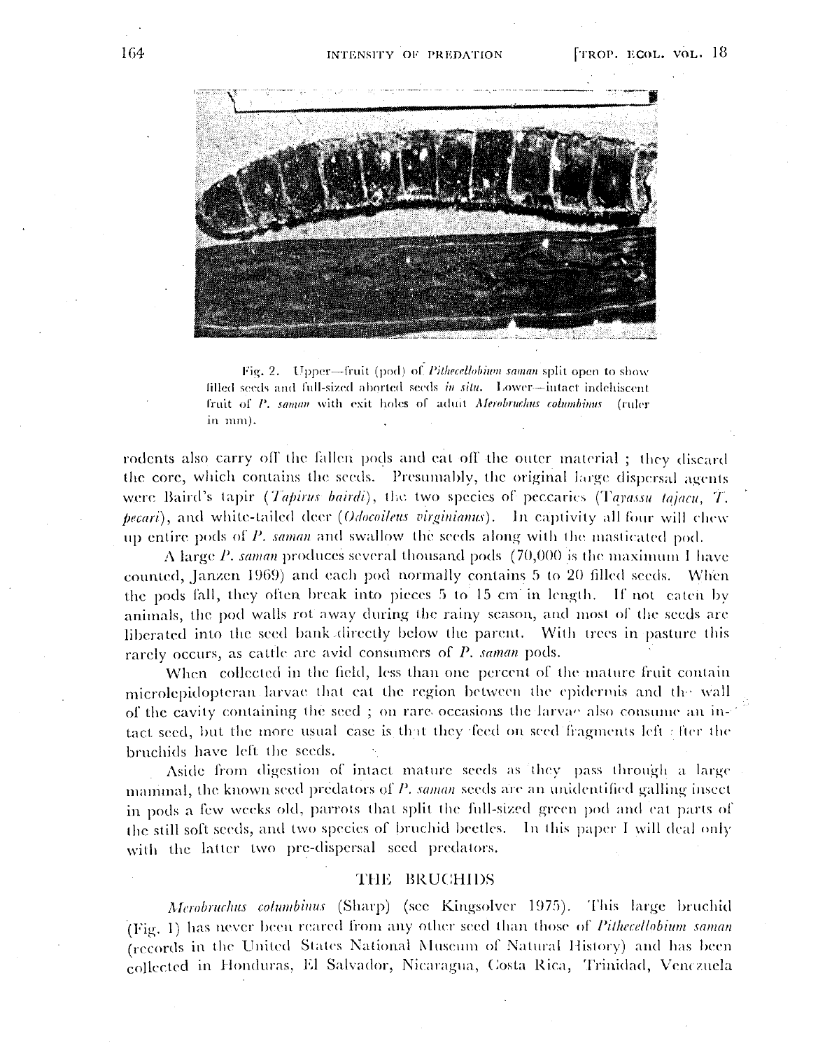Fig. 2. Upper—fruit (pod) of *Pithecellobium saman* split open to show filled seeds and full-sized aborted seeds *in situ*. Lower—intact indehiscent fruit of *P. saman* with exit holes of adult *Merobruchus columbinus* (ruler in mm).

rodents also carry off the fallen pods and eat off the outer material; they discard the core, which contains the seeds. Presumably, the original large dispersal agents were Baird's tapir (*Tapirus bairdi*), the two species of peccaries (*Tayassu tajacu*, *T. pecari*), and white-tailed deer (*Odocoileus virginianus*). In captivity all four will chew up entire pods of *P. saman* and swallow the seeds along with the masticated pod.

A large *P. saman* produces several thousand pods (70,000 is the maximum I have counted, Janzen 1969) and each pod normally contains 5 to 20 filled seeds. When the pods fall, they often break into pieces 5 to 15 cm in length. If not eaten by animals, the pod walls rot away during the rainy season, and most of the seeds are liberated into the seed bank directly below the parent. With trees in pasture this rarely occurs, as cattle are avid consumers of *P. saman* pods.

When collected in the field, less than one percent of the mature fruit contain microlepidopteran larvae that eat the region between the epidermis and the wall of the cavity containing the seed; on rare occasions the larvae also consume an intact seed, but the more usual case is that they feed on seed fragments left after the bruchids have left the seeds.

Aside from digestion of intact mature seeds as they pass through a large mammal, the known seed predators of *P. saman* seeds are an unidentified galling insect in pods a few weeks old, parrots that split the full-sized green pod and eat parts of the still soft seeds, and two species of bruchid beetles. In this paper I will deal only with the latter two pre-dispersal seed predators.

## THE BRUCHIDS

*Merobruchus columbinus* (Sharp) (see Kingsolver 1975). This large bruchid (Fig. 1) has never been reared from any other seed than those of *Pithecellobium saman* (records in the United States National Museum of Natural History) and has been collected in Honduras, El Salvador, Nicaragua, Costa Rica, Trinidad, Venezuela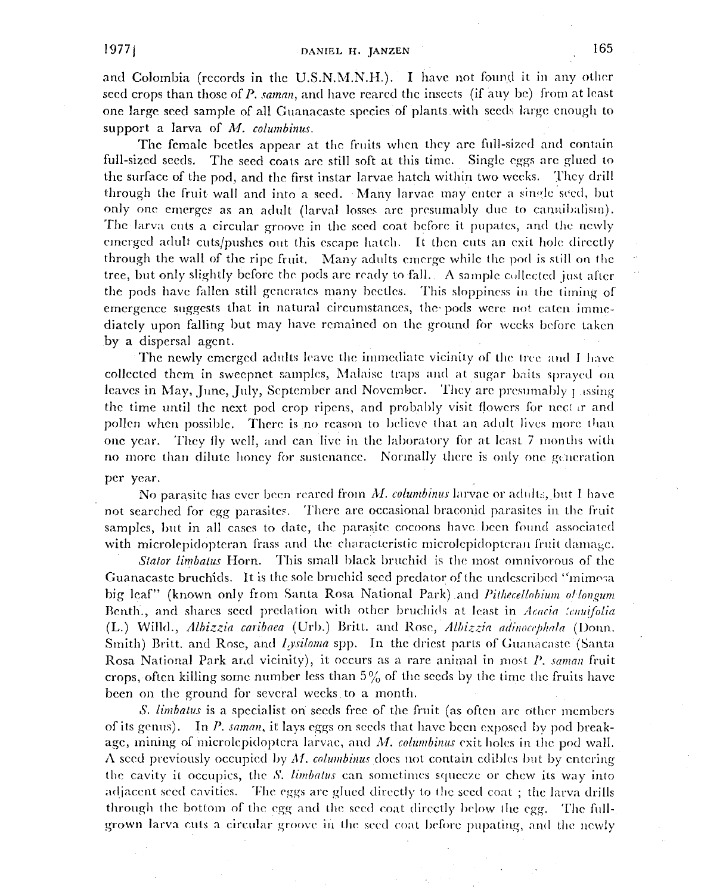and Colombia (records in the U.S.N.M.N.H.). I have not found it in any other seed crops than those of *P. saman*, and have reared the insects (if any be) from at least one large seed sample of all Guanacaste species of plants with seeds large enough to support a larva of *M. columbinus*.

The female beetles appear at the fruits when they are full-sized and contain full-sized seeds. The seed coats are still soft at this time. Single eggs are glued to the surface of the pod, and the first instar larvae hatch within two weeks. They drill through the fruit wall and into a seed. Many larvae may enter a single seed, but only one emerges as an adult (larval losses are presumably due to cannibalism). The larva cuts a circular groove in the seed coat before it pupates, and the newly emerged adult cuts/pushes out this escape hatch. It then cuts an exit hole directly through the wall of the ripe fruit. Many adults emerge while the pod is still on the tree, but only slightly before the pods are ready to fall. A sample collected just after the pods have fallen still generates many beetles. This sloppiness in the timing of emergence suggests that in natural circumstances, the pods were not eaten immediately upon falling but may have remained on the ground for weeks before taken by a dispersal agent.

The newly emerged adults leave the immediate vicinity of the tree and I have collected them in sweepnet samples, Malaise traps and at sugar baits sprayed on leaves in May, June, July, September and November. They are presumably passing the time until the next pod crop ripens, and probably visit flowers for nectar and pollen when possible. There is no reason to believe that an adult lives more than one year. They fly well, and can live in the laboratory for at least 7 months with no more than dilute honey for sustenance. Normally there is only one generation per year.

No parasite has ever been reared from *M. columbinus* larvae or adults, but I have not searched for egg parasites. There are occasional braconid parasites in the fruit samples, but in all cases to date, the parasite cocoons have been found associated with microlepidopteran frass and the characteristic microlepidopteran fruit damage.

*Stator limbatus* Horn. This small black bruchid is the most omnivorous of the Guanacaste bruchids. It is the sole bruchid seed predator of the undescribed "mimosa big leaf" (known only from Santa Rosa National Park) and *Pithecellobium oblongum* Benth., and shares seed predation with other bruchids at least in *Acacia tenuifolia* (L.) Willd., *Albizzia caribaea* (Urb.) Britt. and Rose, *Albizzia adinocephala* (Donn. Smith) Britt. and Rose, and *Lysiloma* spp. In the driest parts of Guanacaste (Santa Rosa National Park and vicinity), it occurs as a rare animal in most *P. saman* fruit crops, often killing some number less than 5% of the seeds by the time the fruits have been on the ground for several weeks to a month.

*S. limbatus* is a specialist on seeds free of the fruit (as often are other members of its genus). In *P. saman*, it lays eggs on seeds that have been exposed by pod breakage, mining of microlepidoptera larvae, and *M. columbinus* exit holes in the pod wall. A seed previously occupied by *M. columbinus* does not contain edibles but by entering the cavity it occupies, the *S. limbatus* can sometimes squeeze or chew its way into adjacent seed cavities. The eggs are glued directly to the seed coat; the larva drills through the bottom of the egg and the seed coat directly below the egg. The full-grown larva cuts a circular groove in the seed coat before pupating, and the newly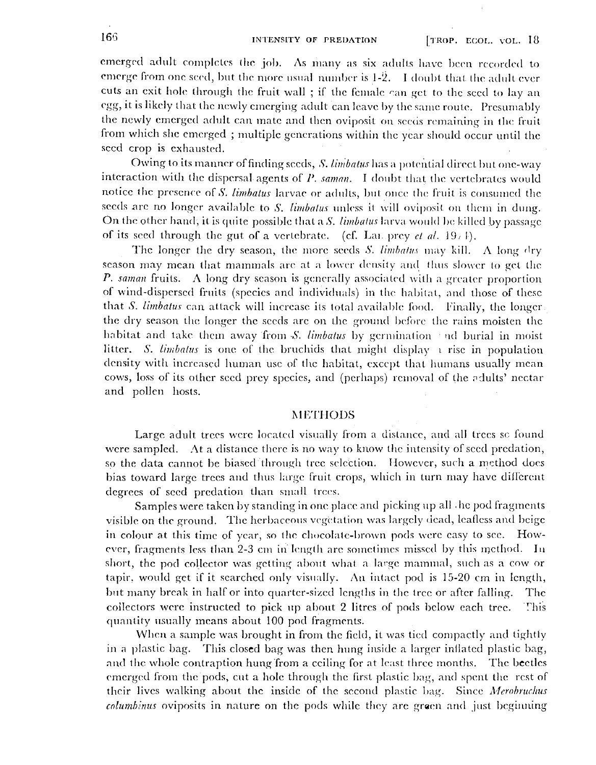emerged adult completes the job. As many as six adults have been recorded to emerge from one seed, but the more usual number is 1-2. I doubt that the adult ever cuts an exit hole through the fruit wall ; if the female can get to the seed to lay an egg, it is likely that the newly emerging adult can leave by the same route. Presumably the newly emerged adult can mate and then oviposit on seeds remaining in the fruit from which she emerged ; multiple generations within the year should occur until the seed crop is exhausted.

Owing to its manner of finding seeds, *S. limbatus* has a potential direct but one-way interaction with the dispersal agents of *P. saman*. I doubt that the vertebrates would notice the presence of *S. limbatus* larvae or adults, but once the fruit is consumed the seeds are no longer available to *S. limbatus* unless it will oviposit on them in dung. On the other hand, it is quite possible that a *S. limbatus* larva would be killed by passage of its seed through the gut of a vertebrate. (cf. Lamprey *et al.* 1974).

The longer the dry season, the more seeds *S. limbatus* may kill. A long dry season may mean that mammals are at a lower density and thus slower to get the *P. saman* fruits. A long dry season is generally associated with a greater proportion of wind-dispersed fruits (species and individuals) in the habitat, and those of these that *S. limbatus* can attack will increase its total available food. Finally, the longer the dry season the longer the seeds are on the ground before the rains moisten the habitat and take them away from *S. limbatus* by germination and burial in moist litter. *S. limbatus* is one of the bruchids that might display a rise in population density with increased human use of the habitat, except that humans usually mean cows, loss of its other seed prey species, and (perhaps) removal of the adults' nectar and pollen hosts.

## METHODS

Large adult trees were located visually from a distance, and all trees so found were sampled. At a distance there is no way to know the intensity of seed predation, so the data cannot be biased through tree selection. However, such a method does bias toward large trees and thus large fruit crops, which in turn may have different degrees of seed predation than small trees.

Samples were taken by standing in one place and picking up all the pod fragments visible on the ground. The herbaceous vegetation was largely dead, leafless and beige in colour at this time of year, so the chocolate-brown pods were easy to see. However, fragments less than 2-3 cm in length are sometimes missed by this method. In short, the pod collector was getting about what a large mammal, such as a cow or tapir, would get if it searched only visually. An intact pod is 15-20 cm in length, but many break in half or into quarter-sized lengths in the tree or after falling. The collectors were instructed to pick up about 2 litres of pods below each tree. This quantity usually means about 100 pod fragments.

When a sample was brought in from the field, it was tied compactly and tightly in a plastic bag. This closed bag was then hung inside a larger inflated plastic bag, and the whole contraption hung from a ceiling for at least three months. The beetles emerged from the pods, cut a hole through the first plastic bag, and spent the rest of their lives walking about the inside of the second plastic bag. Since *Merobruchus columbinus* oviposits in nature on the pods while they are green and just beginning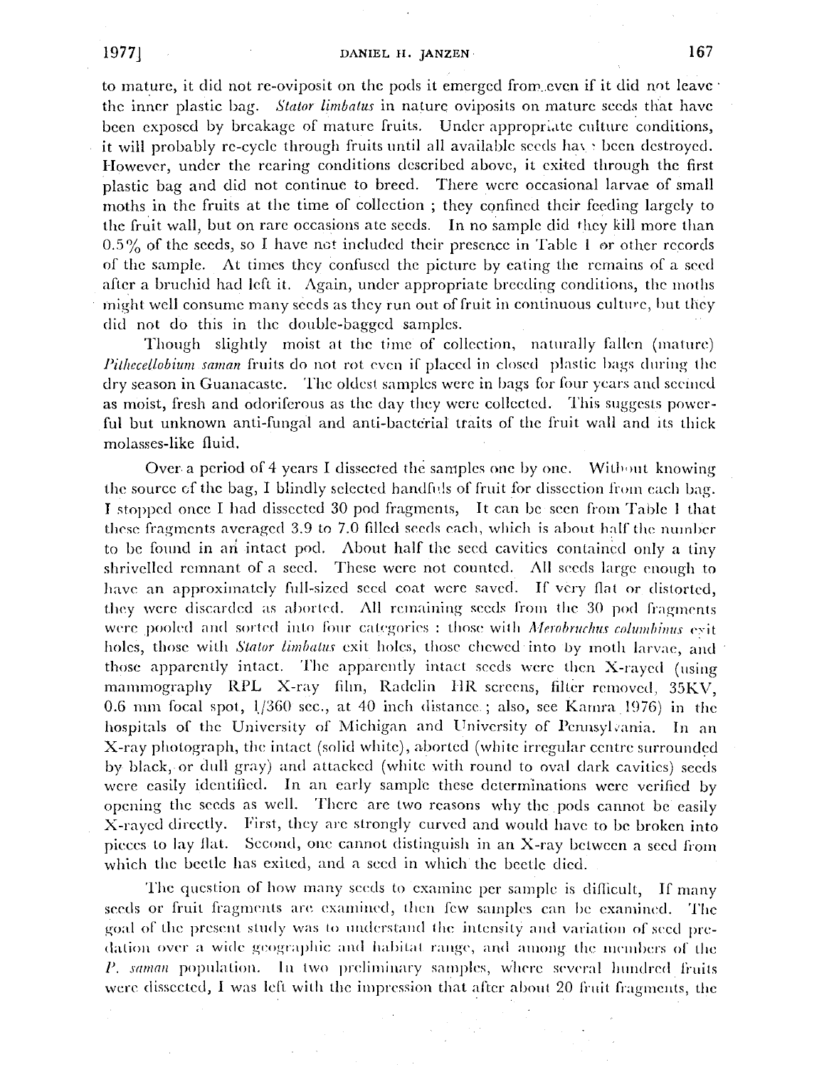to mature, it did not re-oviposit on the pods it emerged from even if it did not leave the inner plastic bag. *Stator limbatus* in nature oviposits on mature seeds that have been exposed by breakage of mature fruits. Under appropriate culture conditions, it will probably re-cycle through fruits until all available seeds have been destroyed. However, under the rearing conditions described above, it exited through the first plastic bag and did not continue to breed. There were occasional larvae of small moths in the fruits at the time of collection; they confined their feeding largely to the fruit wall, but on rare occasions ate seeds. In no sample did they kill more than 0.5% of the seeds, so I have not included their presence in Table 1 or other records of the sample. At times they confused the picture by eating the remains of a seed after a bruchid had left it. Again, under appropriate breeding conditions, the moths might well consume many seeds as they run out of fruit in continuous culture, but they did not do this in the double-bagged samples.

Though slightly moist at the time of collection, naturally fallen (mature) *Pithecellobium saman* fruits do not rot even if placed in closed plastic bags during the dry season in Guanacaste. The oldest samples were in bags for four years and seemed as moist, fresh and odoriferous as the day they were collected. This suggests powerful but unknown anti-fungal and anti-bacterial traits of the fruit wall and its thick molasses-like fluid.

Over a period of 4 years I dissected the samples one by one. Without knowing the source of the bag, I blindly selected handfuls of fruit for dissection from each bag. I stopped once I had dissected 30 pod fragments. It can be seen from Table 1 that these fragments averaged 3.9 to 7.0 filled seeds each, which is about half the number to be found in an intact pod. About half the seed cavities contained only a tiny shrivelled remnant of a seed. These were not counted. All seeds large enough to have an approximately full-sized seed coat were saved. If very flat or distorted, they were discarded as aborted. All remaining seeds from the 30 pod fragments were pooled and sorted into four categories: those with *Merobruchus columbinus* exit holes, those with *Stator limbatus* exit holes, those chewed into by moth larvae, and those apparently intact. The apparently intact seeds were then X-rayed (using mammography RPL X-ray film, Radelin HR screens, filter removed, 35KV, 0.6 mm focal spot, 1/360 sec., at 40 inch distance; also, see Kamra 1976) in the hospitals of the University of Michigan and University of Pennsylvania. In an X-ray photograph, the intact (solid white), aborted (white irregular centre surrounded by black, or dull gray) and attacked (white with round to oval dark cavities) seeds were easily identified. In an early sample these determinations were verified by opening the seeds as well. There are two reasons why the pods cannot be easily X-rayed directly. First, they are strongly curved and would have to be broken into pieces to lay flat. Second, one cannot distinguish in an X-ray between a seed from which the beetle has exited, and a seed in which the beetle died.

The question of how many seeds to examine per sample is difficult. If many seeds or fruit fragments are examined, then few samples can be examined. The goal of the present study was to understand the intensity and variation of seed predation over a wide geographic and habitat range, and among the members of the *P. saman* population. In two preliminary samples, where several hundred fruits were dissected, I was left with the impression that after about 20 fruit fragments, the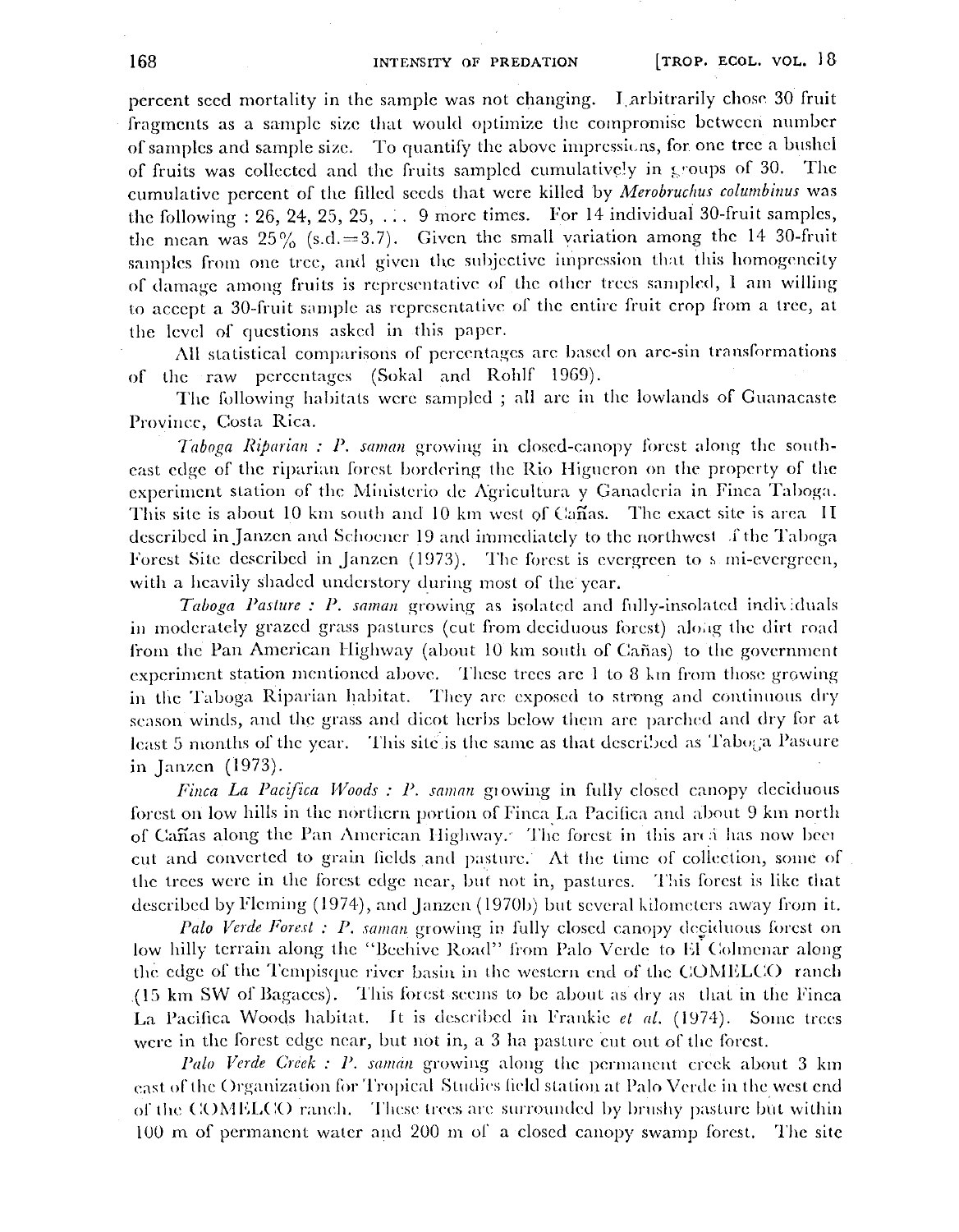percent seed mortality in the sample was not changing. I arbitrarily chose 30 fruit fragments as a sample size that would optimize the compromise between number of samples and sample size. To quantify the above impressions, for one tree a bushel of fruits was collected and the fruits sampled cumulatively in groups of 30. The cumulative percent of the filled seeds that were killed by *Merobruchus columbinus* was the following : 26, 24, 25, 25, . . . 9 more times. For 14 individual 30-fruit samples, the mean was 25% (s.d.=3.7). Given the small variation among the 14 30-fruit samples from one tree, and given the subjective impression that this homogeneity of damage among fruits is representative of the other trees sampled, I am willing to accept a 30-fruit sample as representative of the entire fruit crop from a tree, at the level of questions asked in this paper.

All statistical comparisons of percentages are based on arc-sin transformations of the raw percentages (Sokal and Rohlf 1969).

The following habitats were sampled ; all are in the lowlands of Guanacaste Province, Costa Rica.

*Taboga Riparian : P. saman* growing in closed-canopy forest along the southeast edge of the riparian forest bordering the Rio Higueron on the property of the experiment station of the Ministerio de Agricultura y Ganaderia in Finca Taboga. This site is about 10 km south and 10 km west of Cañas. The exact site is area II described in Janzen and Schoener 19 and immediately to the northwest of the Taboga Forest Site described in Janzen (1973). The forest is evergreen to semi-evergreen, with a heavily shaded understory during most of the year.

*Taboga Pasture : P. saman* growing as isolated and fully-insolated individuals in moderately grazed grass pastures (cut from deciduous forest) along the dirt road from the Pan American Highway (about 10 km south of Cañas) to the government experiment station mentioned above. These trees are 1 to 8 km from those growing in the Taboga Riparian habitat. They are exposed to strong and continuous dry season winds, and the grass and dicot herbs below them are parched and dry for at least 5 months of the year. This site is the same as that described as Taboga Pasture in Janzen (1973).

*Finca La Pacifica Woods : P. saman* growing in fully closed canopy deciduous forest on low hills in the northern portion of Finca La Pacifica and about 9 km north of Cañas along the Pan American Highway. The forest in this area has now been cut and converted to grain fields and pasture. At the time of collection, some of the trees were in the forest edge near, but not in, pastures. This forest is like that described by Fleming (1974), and Janzen (1970b) but several kilometers away from it.

*Palo Verde Forest : P. saman* growing in fully closed canopy deciduous forest on low hilly terrain along the "Beehive Road" from Palo Verde to El Colmenar along the edge of the Tempisque river basin in the western end of the COMELCO ranch (15 km SW of Bagaces). This forest seems to be about as dry as that in the Finca La Pacifica Woods habitat. It is described in Frankie *et al.* (1974). Some trees were in the forest edge near, but not in, a 3 ha pasture cut out of the forest.

*Palo Verde Creek : P. saman* growing along the permanent creek about 3 km east of the Organization for Tropical Studies field station at Palo Verde in the west end of the COMELCO ranch. These trees are surrounded by brushy pasture but within 100 m of permanent water and 200 m of a closed canopy swamp forest. The site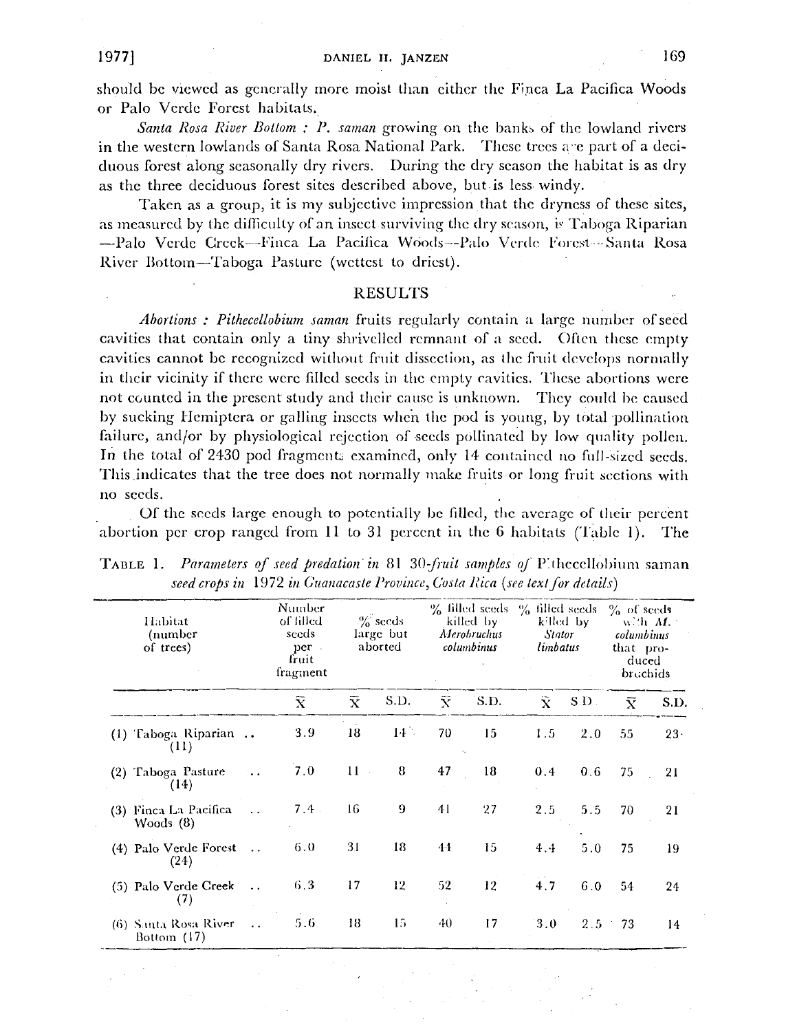should be viewed as generally more moist than either the Finca La Pacifica Woods or Palo Verde Forest habitats.

*Santa Rosa River Bottom : P. saman* growing on the banks of the lowland rivers in the western lowlands of Santa Rosa National Park. These trees are part of a deciduous forest along seasonally dry rivers. During the dry season the habitat is as dry as the three deciduous forest sites described above, but is less windy.

Taken as a group, it is my subjective impression that the dryness of these sites, as measured by the difficulty of an insect surviving the dry season, is Taboga Riparian —Palo Verde Creek—Finca La Pacifica Woods—Palo Verde Forest—Santa Rosa River Bottom—Taboga Pasture (wettest to driest).

## RESULTS

*Abortions : Pithecellobium saman* fruits regularly contain a large number of seed cavities that contain only a tiny shrivelled remnant of a seed. Often these empty cavities cannot be recognized without fruit dissection, as the fruit develops normally in their vicinity if there were filled seeds in the empty cavities. These abortions were not counted in the present study and their cause is unknown. They could be caused by sucking Hemiptera or galling insects when the pod is young, by total pollination failure, and/or by physiological rejection of seeds pollinated by low quality pollen. In the total of 2430 pod fragments examined, only 14 contained no full-sized seeds. This indicates that the tree does not normally make fruits or long fruit sections with no seeds.

Of the seeds large enough to potentially be filled, the average of their percent abortion per crop ranged from 11 to 31 percent in the 6 habitats (Table 1). The

TABLE 1. *Parameters of seed predation in* 81 *30-fruit samples of* Pithecellobium saman *seed crops in* 1972 *in Guanacaste Province, Costa Rica (see text for details)*

| Habitat (number of trees) | Number of filled seeds per fruit fragment | % seeds large but aborted | | % filled seeds killed by *Merobruchus columbinus* | | % filled seeds killed by *Stator limbatus* | | % of seeds with *M. columbinus* that produced bruchids | |
|---|---|---|---|---|---|---|---|---|---|
| | $\bar{X}$ | $\bar{X}$ | S.D. | $\bar{X}$ | S.D. | $\bar{X}$ | S.D. | $\bar{X}$ | S.D. |
| (1) Taboga Riparian (11) | 3.9 | 18 | 14 | 70 | 15 | 1.5 | 2.0 | 55 | 23 |
| (2) Taboga Pasture (14) | 7.0 | 11 | 8 | 47 | 18 | 0.4 | 0.6 | 75 | 21 |
| (3) Finca La Pacifica Woods (8) | 7.4 | 16 | 9 | 41 | 27 | 2.5 | 5.5 | 70 | 21 |
| (4) Palo Verde Forest (24) | 6.0 | 31 | 18 | 44 | 15 | 4.4 | 5.0 | 75 | 19 |
| (5) Palo Verde Creek (7) | 6.3 | 17 | 12 | 52 | 12 | 4.7 | 6.0 | 54 | 24 |
| (6) Santa Rosa River Bottom (17) | 5.6 | 18 | 15 | 40 | 17 | 3.0 | 2.5 | 73 | 14 |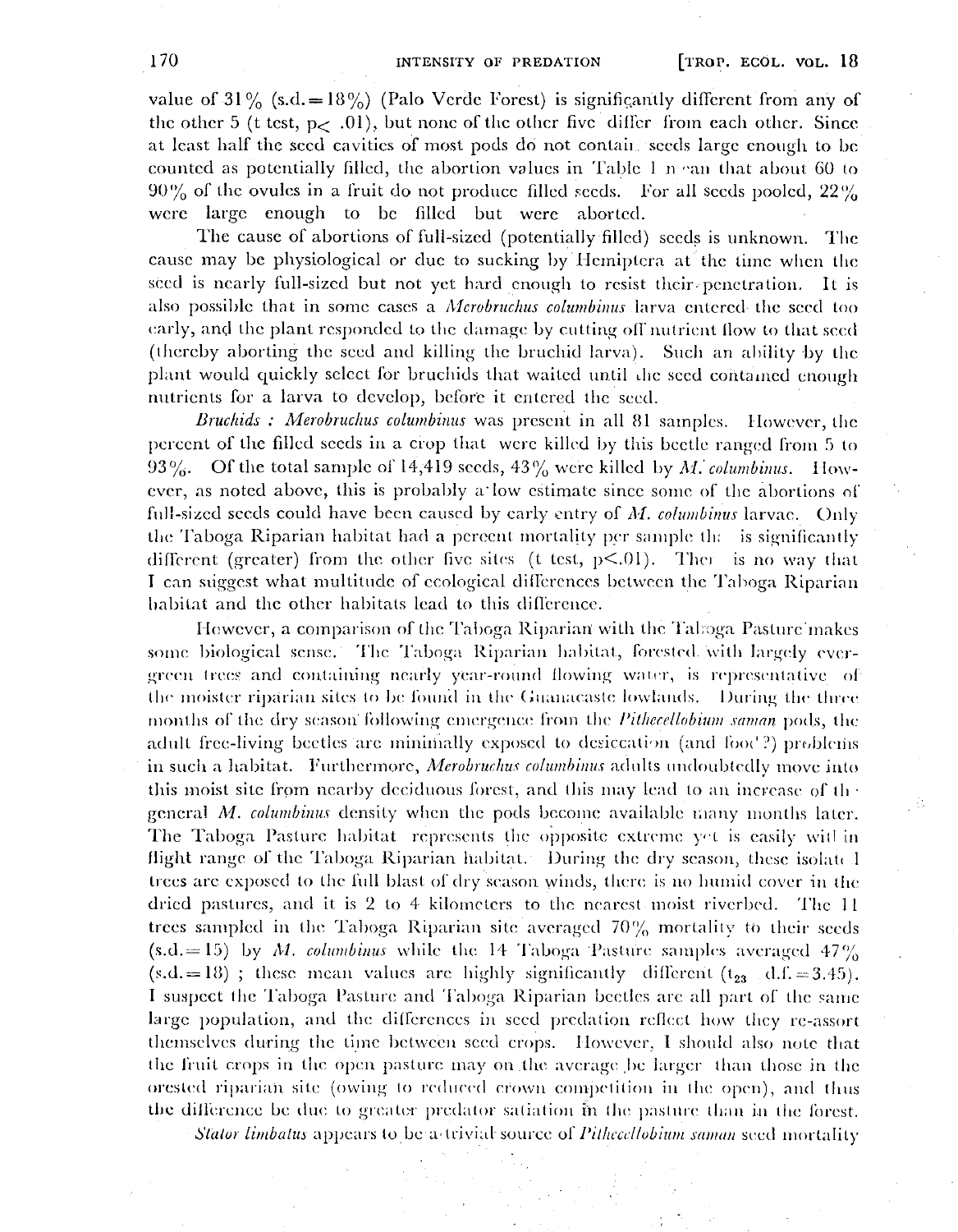value of 31% (s.d. = 18%) (Palo Verde Forest) is significantly different from any of the other 5 (t test, $p < .01$), but none of the other five differ from each other. Since at least half the seed cavities of most pods do not contain seeds large enough to be counted as potentially filled, the abortion values in Table 1 mean that about 60 to 90% of the ovules in a fruit do not produce filled seeds. For all seeds pooled, 22% were large enough to be filled but were aborted.

The cause of abortions of full-sized (potentially filled) seeds is unknown. The cause may be physiological or due to sucking by Hemiptera at the time when the seed is nearly full-sized but not yet hard enough to resist their penetration. It is also possible that in some cases a *Merobruchus columbinus* larva entered the seed too early, and the plant responded to the damage by cutting off nutrient flow to that seed (thereby aborting the seed and killing the bruchid larva). Such an ability by the plant would quickly select for bruchids that waited until the seed contained enough nutrients for a larva to develop, before it entered the seed.

*Bruchids : Merobruchus columbinus* was present in all 81 samples. However, the percent of the filled seeds in a crop that were killed by this beetle ranged from 5 to 93%. Of the total sample of 14,419 seeds, 43% were killed by *M. columbinus*. However, as noted above, this is probably a low estimate since some of the abortions of full-sized seeds could have been caused by early entry of *M. columbinus* larvae. Only the Taboga Riparian habitat had a percent mortality per sample that is significantly different (greater) from the other five sites (t test, $p < .01$). There is no way that I can suggest what multitude of ecological differences between the Taboga Riparian habitat and the other habitats lead to this difference.

However, a comparison of the Taboga Riparian with the Taboga Pasture makes some biological sense. The Taboga Riparian habitat, forested with largely evergreen trees and containing nearly year-round flowing water, is representative of the moister riparian sites to be found in the Guanacaste lowlands. During the three months of the dry season following emergence from the *Pithecellobium saman* pods, the adult free-living beetles are minimally exposed to desiccation (and food?) problems in such a habitat. Furthermore, *Merobruchus columbinus* adults undoubtedly move into this moist site from nearby deciduous forest, and this may lead to an increase of the general *M. columbinus* density when the pods become available many months later. The Taboga Pasture habitat represents the opposite extreme yet is easily within flight range of the Taboga Riparian habitat. During the dry season, these isolated trees are exposed to the full blast of dry season winds, there is no humid cover in the dried pastures, and it is 2 to 4 kilometers to the nearest moist riverbed. The 11 trees sampled in the Taboga Riparian site averaged 70% mortality to their seeds (s.d. = 15) by *M. columbinus* while the 14 Taboga Pasture samples averaged 47% (s.d. = 18) ; these mean values are highly significantly different ($t_{23}$ d.f. = 3.45). I suspect the Taboga Pasture and Taboga Riparian beetles are all part of the same large population, and the differences in seed predation reflect how they re-assort themselves during the time between seed crops. However, I should also note that the fruit crops in the open pasture may on the average be larger than those in the forested riparian site (owing to reduced crown competition in the open), and thus the difference be due to greater predator satiation in the pasture than in the forest.

*Stator limbatus* appears to be a trivial source of *Pithecellobium saman* seed mortality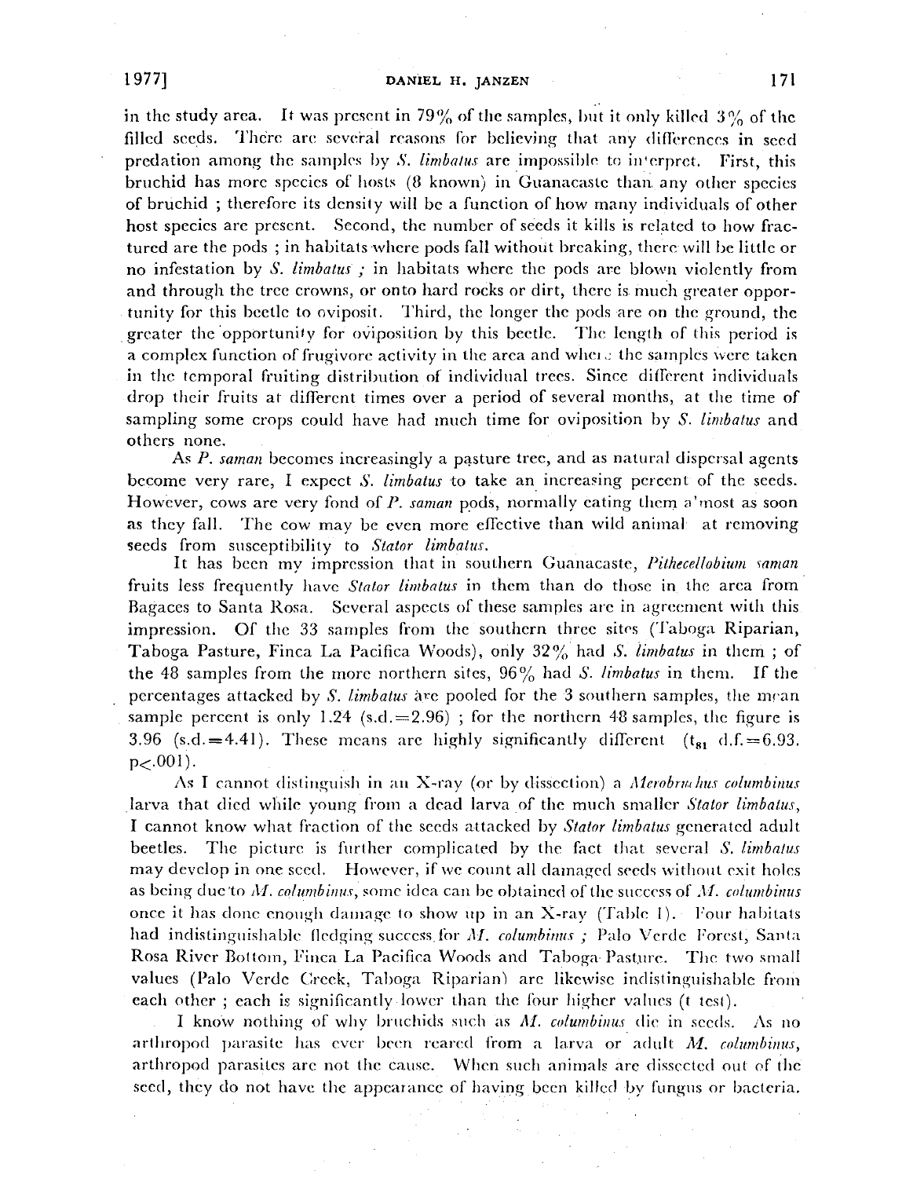in the study area. It was present in 79% of the samples, but it only killed 3% of the filled seeds. There are several reasons for believing that any differences in seed predation among the samples by *S. limbatus* are impossible to interpret. First, this bruchid has more species of hosts (8 known) in Guanacaste than any other species of bruchid ; therefore its density will be a function of how many individuals of other host species are present. Second, the number of seeds it kills is related to how fractured are the pods ; in habitats where pods fall without breaking, there will be little or no infestation by *S. limbatus* ; in habitats where the pods are blown violently from and through the tree crowns, or onto hard rocks or dirt, there is much greater opportunity for this beetle to oviposit. Third, the longer the pods are on the ground, the greater the opportunity for oviposition by this beetle. The length of this period is a complex function of frugivore activity in the area and where the samples were taken in the temporal fruiting distribution of individual trees. Since different individuals drop their fruits at different times over a period of several months, at the time of sampling some crops could have had much time for oviposition by *S. limbatus* and others none.

As *P. saman* becomes increasingly a pasture tree, and as natural dispersal agents become very rare, I expect *S. limbatus* to take an increasing percent of the seeds. However, cows are very fond of *P. saman* pods, normally eating them almost as soon as they fall. The cow may be even more effective than wild animal at removing seeds from susceptibility to *Stator limbatus*.

It has been my impression that in southern Guanacaste, *Pithecellobium saman* fruits less frequently have *Stator limbatus* in them than do those in the area from Bagaces to Santa Rosa. Several aspects of these samples are in agreement with this impression. Of the 33 samples from the southern three sites (Taboga Riparian, Taboga Pasture, Finca La Pacifica Woods), only 32% had *S. limbatus* in them ; of the 48 samples from the more northern sites, 96% had *S. limbatus* in them. If the percentages attacked by *S. limbatus* are pooled for the 3 southern samples, the mean sample percent is only 1.24 (s.d.=2.96) ; for the northern 48 samples, the figure is 3.96 (s.d.=4.41). These means are highly significantly different ($t_{81}$ d.f.=6.93. $p<.001$).

As I cannot distinguish in an X-ray (or by dissection) a *Merobruchus columbinus* larva that died while young from a dead larva of the much smaller *Stator limbatus*, I cannot know what fraction of the seeds attacked by *Stator limbatus* generated adult beetles. The picture is further complicated by the fact that several *S. limbatus* may develop in one seed. However, if we count all damaged seeds without exit holes as being due to *M. columbinus*, some idea can be obtained of the success of *M. columbinus* once it has done enough damage to show up in an X-ray (Table 1). Four habitats had indistinguishable fledging success for *M. columbinus* ; Palo Verde Forest, Santa Rosa River Bottom, Finca La Pacifica Woods and Taboga Pasture. The two small values (Palo Verde Creek, Taboga Riparian) are likewise indistinguishable from each other ; each is significantly lower than the four higher values (t test).

I know nothing of why bruchids such as *M. columbinus* die in seeds. As no arthropod parasite has ever been reared from a larva or adult *M. columbinus*, arthropod parasites are not the cause. When such animals are dissected out of the seed, they do not have the appearance of having been killed by fungus or bacteria.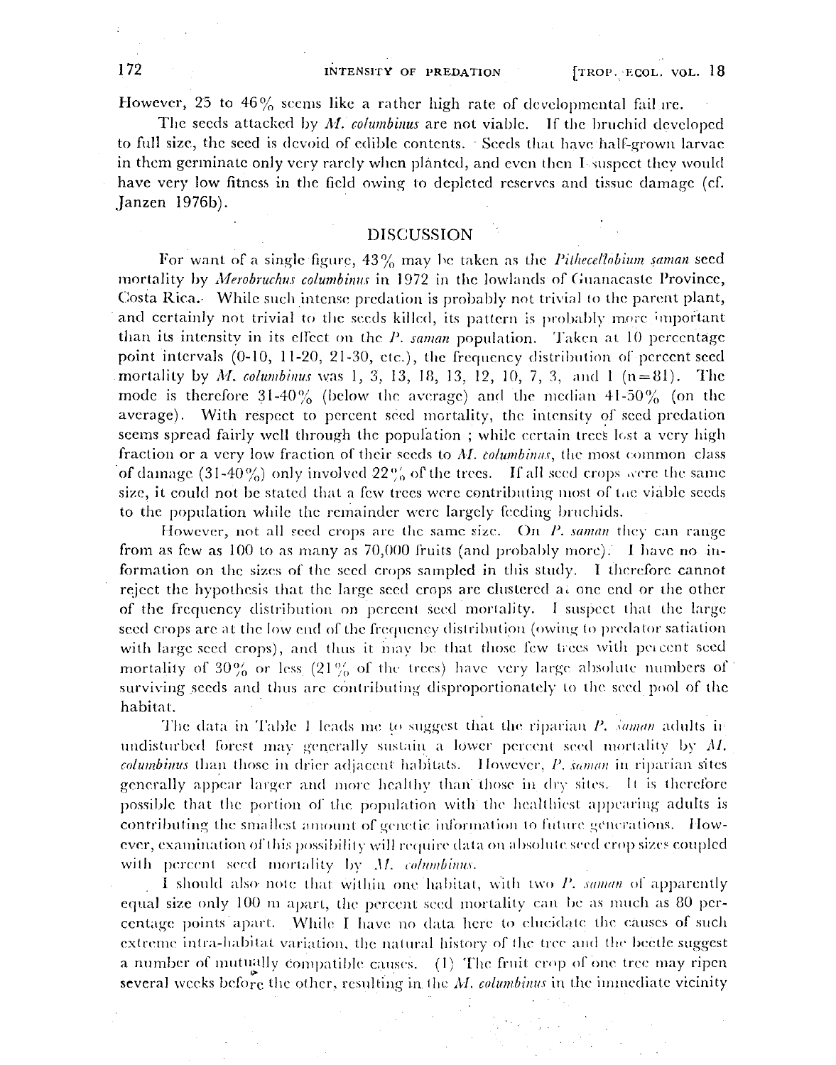However, 25 to 46% seems like a rather high rate of developmental failure.

The seeds attacked by *M. columbinus* are not viable. If the bruchid developed to full size, the seed is devoid of edible contents. Seeds that have half-grown larvae in them germinate only very rarely when planted, and even then I suspect they would have very low fitness in the field owing to depleted reserves and tissue damage (cf. Janzen 1976b).

## DISCUSSION

For want of a single figure, 43% may be taken as the *Pithecellobium saman* seed mortality by *Merobruchus columbinus* in 1972 in the lowlands of Guanacaste Province, Costa Rica. While such intense predation is probably not trivial to the parent plant, and certainly not trivial to the seeds killed, its pattern is probably more important than its intensity in its effect on the *P. saman* population. Taken at 10 percentage point intervals (0-10, 11-20, 21-30, etc.), the frequency distribution of percent seed mortality by *M. columbinus* was 1, 3, 13, 18, 13, 12, 10, 7, 3, and 1 (n=81). The mode is therefore 31-40% (below the average) and the median 41-50% (on the average). With respect to percent seed mortality, the intensity of seed predation seems spread fairly well through the population; while certain trees lost a very high fraction or a very low fraction of their seeds to *M. columbinus*, the most common class of damage (31-40%) only involved 22% of the trees. If all seed crops were the same size, it could not be stated that a few trees were contributing most of the viable seeds to the population while the remainder were largely feeding bruchids.

However, not all seed crops are the same size. On *P. saman* they can range from as few as 100 to as many as 70,000 fruits (and probably more). I have no information on the sizes of the seed crops sampled in this study. I therefore cannot reject the hypothesis that the large seed crops are clustered at one end or the other of the frequency distribution on percent seed mortality. I suspect that the large seed crops are at the low end of the frequency distribution (owing to predator satiation with large seed crops), and thus it may be that those few trees with percent seed mortality of 30% or less (21% of the trees) have very large absolute numbers of surviving seeds and thus are contributing disproportionately to the seed pool of the habitat.

The data in Table 1 leads me to suggest that the riparian *P. saman* adults in undisturbed forest may generally sustain a lower percent seed mortality by *M. columbinus* than those in drier adjacent habitats. However, *P. saman* in riparian sites generally appear larger and more healthy than those in dry sites. It is therefore possible that the portion of the population with the healthiest appearing adults is contributing the smallest amount of genetic information to future generations. However, examination of this possibility will require data on absolute seed crop sizes coupled with percent seed mortality by *M. columbinus*.

I should also note that within one habitat, with two *P. saman* of apparently equal size only 100 m apart, the percent seed mortality can be as much as 80 percentage points apart. While I have no data here to elucidate the causes of such extreme intra-habitat variation, the natural history of the tree and the beetle suggest a number of mutually compatible causes. (1) The fruit crop of one tree may ripen several weeks before the other, resulting in the *M. columbinus* in the immediate vicinity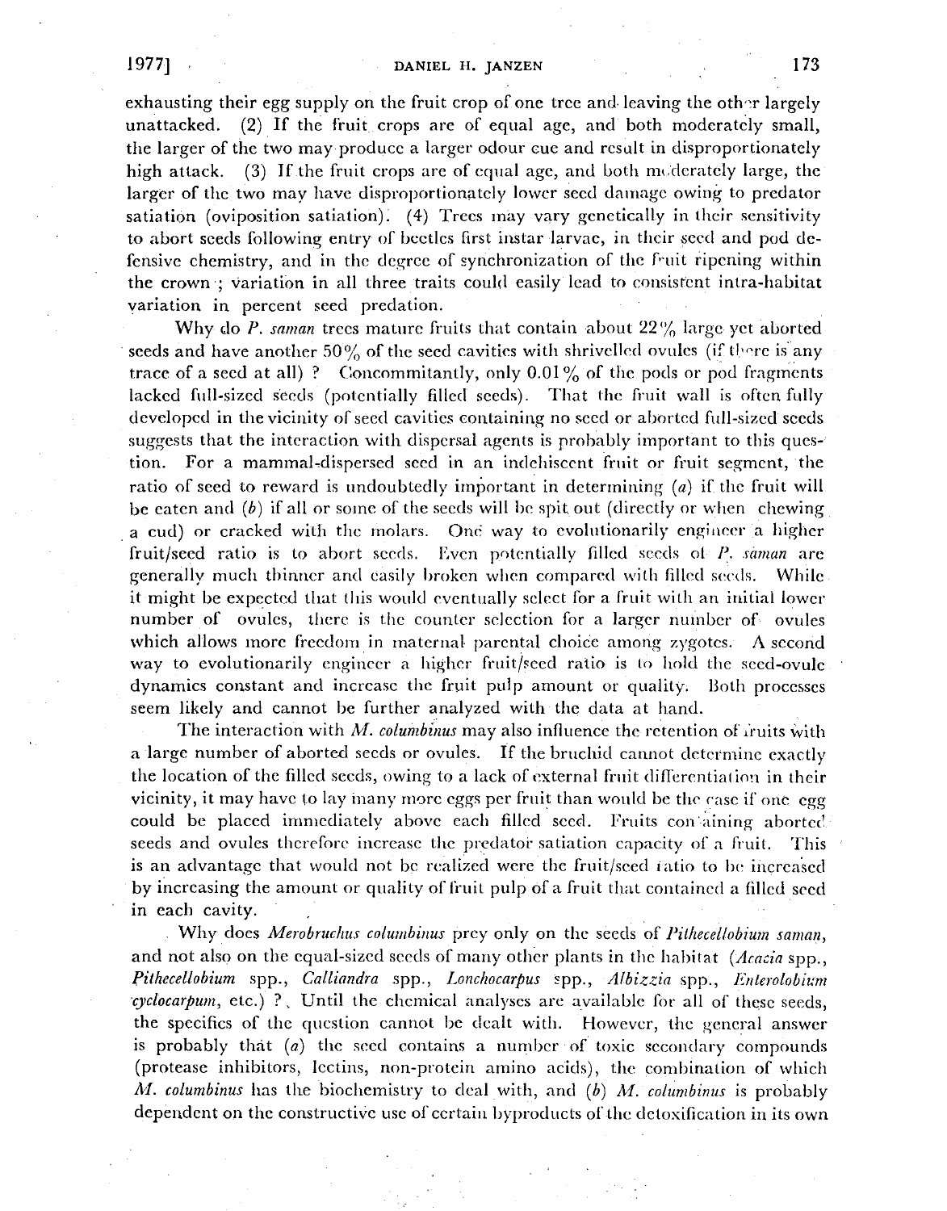exhausting their egg supply on the fruit crop of one tree and leaving the other largely unattacked. (2) If the fruit crops are of equal age, and both moderately small, the larger of the two may produce a larger odour cue and result in disproportionately high attack. (3) If the fruit crops are of equal age, and both moderately large, the larger of the two may have disproportionately lower seed damage owing to predator satiation (oviposition satiation). (4) Trees may vary genetically in their sensitivity to abort seeds following entry of beetles first instar larvae, in their seed and pod defensive chemistry, and in the degree of synchronization of the fruit ripening within the crown; variation in all three traits could easily lead to consistent intra-habitat variation in percent seed predation.

Why do *P. saman* trees mature fruits that contain about 22% large yet aborted seeds and have another 50% of the seed cavities with shrivelled ovules (if there is any trace of a seed at all)? Concommitantly, only 0.01% of the pods or pod fragments lacked full-sized seeds (potentially filled seeds). That the fruit wall is often fully developed in the vicinity of seed cavities containing no seed or aborted full-sized seeds suggests that the interaction with dispersal agents is probably important to this question. For a mammal-dispersed seed in an indehiscent fruit or fruit segment, the ratio of seed to reward is undoubtedly important in determining (*a*) if the fruit will be eaten and (*b*) if all or some of the seeds will be spit out (directly or when chewing a cud) or cracked with the molars. One way to evolutionarily engineer a higher fruit/seed ratio is to abort seeds. Even potentially filled seeds of *P. saman* are generally much thinner and easily broken when compared with filled seeds. While it might be expected that this would eventually select for a fruit with an initial lower number of ovules, there is the counter selection for a larger number of ovules which allows more freedom in maternal parental choice among zygotes. A second way to evolutionarily engineer a higher fruit/seed ratio is to hold the seed-ovule dynamics constant and increase the fruit pulp amount or quality. Both processes seem likely and cannot be further analyzed with the data at hand.

The interaction with *M. columbinus* may also influence the retention of fruits with a large number of aborted seeds or ovules. If the bruchid cannot determine exactly the location of the filled seeds, owing to a lack of external fruit differentiation in their vicinity, it may have to lay many more eggs per fruit than would be the case if one egg could be placed immediately above each filled seed. Fruits containing aborted seeds and ovules therefore increase the predator satiation capacity of a fruit. This is an advantage that would not be realized were the fruit/seed ratio to be increased by increasing the amount or quality of fruit pulp of a fruit that contained a filled seed in each cavity.

Why does *Merobruchus columbinus* prey only on the seeds of *Pithecellobium saman*, and not also on the equal-sized seeds of many other plants in the habitat (*Acacia* spp., *Pithecellobium* spp., *Calliandra* spp., *Lonchocarpus* spp., *Albizzia* spp., *Enterolobium cyclocarpum*, etc.)? Until the chemical analyses are available for all of these seeds, the specifics of the question cannot be dealt with. However, the general answer is probably that (*a*) the seed contains a number of toxic secondary compounds (protease inhibitors, lectins, non-protein amino acids), the combination of which *M. columbinus* has the biochemistry to deal with, and (*b*) *M. columbinus* is probably dependent on the constructive use of certain byproducts of the detoxification in its own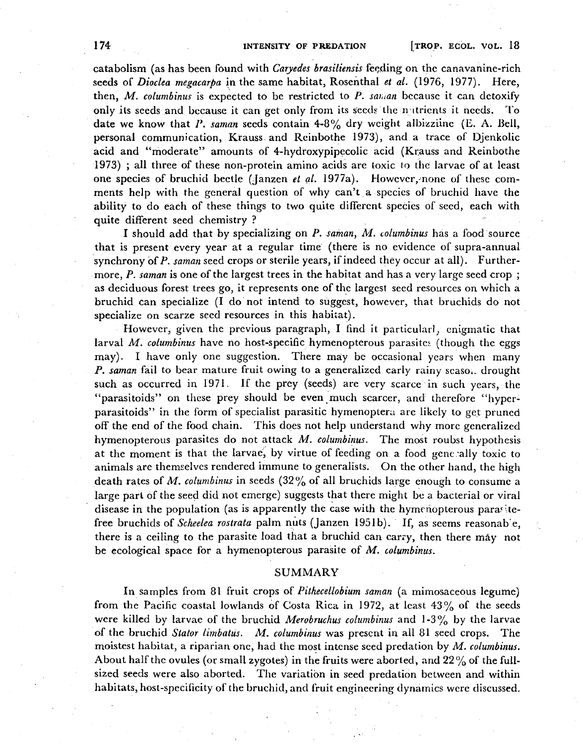catabolism (as has been found with *Caryedes brasiliensis* feeding on the canavanine-rich seeds of *Dioclea megacarpa* in the same habitat, Rosenthal *et al.* (1976, 1977). Here, then, *M. columbinus* is expected to be restricted to *P. saman* because it can detoxify only its seeds and because it can get only from its seeds the nutrients it needs. To date we know that *P. saman* seeds contain 4-8% dry weight albizziine (E. A. Bell, personal communication, Krauss and Reinbothe 1973), and a trace of Djenkolic acid and "moderate" amounts of 4-hydroxypipecolic acid (Krauss and Reinbothe 1973) ; all three of these non-protein amino acids are toxic to the larvae of at least one species of bruchid beetle (Janzen *et al.* 1977a). However, none of these comments help with the general question of why can't a species of bruchid have the ability to do each of these things to two quite different species of seed, each with quite different seed chemistry ?

I should add that by specializing on *P. saman*, *M. columbinus* has a food source that is present every year at a regular time (there is no evidence of supra-annual synchrony of *P. saman* seed crops or sterile years, if indeed they occur at all). Furthermore, *P. saman* is one of the largest trees in the habitat and has a very large seed crop ; as deciduous forest trees go, it represents one of the largest seed resources on which a bruchid can specialize (I do not intend to suggest, however, that bruchids do not specialize on scarze seed resources in this habitat).

However, given the previous paragraph, I find it particularly enigmatic that larval *M. columbinus* have no host-specific hymenopterous parasites (though the eggs may). I have only one suggestion. There may be occasional years when many *P. saman* fail to bear mature fruit owing to a generalized early rainy season drought such as occurred in 1971. If the prey (seeds) are very scarce in such years, the "parasitoids" on these prey should be even much scarcer, and therefore "hyper-parasitoids" in the form of specialist parasitic hymenoptera are likely to get pruned off the end of the food chain. This does not help understand why more generalized hymenopterous parasites do not attack *M. columbinus*. The most roubst hypothesis at the moment is that the larvae, by virtue of feeding on a food generally toxic to animals are themselves rendered immune to generalists. On the other hand, the high death rates of *M. columbinus* in seeds (32% of all bruchids large enough to consume a large part of the seed did not emerge) suggests that there might be a bacterial or viral disease in the population (as is apparently the case with the hymenopterous parasite-free bruchids of *Scheelea rostrata* palm nuts (Janzen 1951b). If, as seems reasonable, there is a ceiling to the parasite load that a bruchid can carry, then there may not be ecological space for a hymenopterous parasite of *M. columbinus*.

## SUMMARY

In samples from 81 fruit crops of *Pithecellobium saman* (a mimosaceous legume) from the Pacific coastal lowlands of Costa Rica in 1972, at least 43% of the seeds were killed by larvae of the bruchid *Merobruchus columbinus* and 1-3% by the larvae of the bruchid *Stator limbatus*. *M. columbinus* was present in all 81 seed crops. The moistest habitat, a riparian one, had the most intense seed predation by *M. columbinus*. About half the ovules (or small zygotes) in the fruits were aborted, and 22% of the full-sized seeds were also aborted. The variation in seed predation between and within habitats, host-specificity of the bruchid, and fruit engineering dynamics were discussed.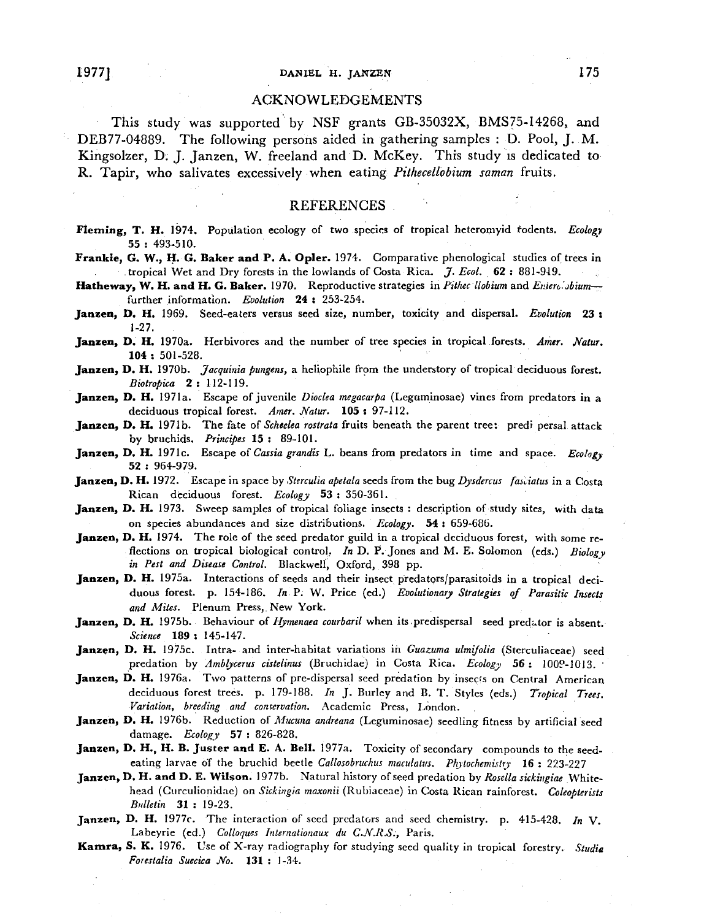## ACKNOWLEDGEMENTS

This study was supported by NSF grants GB-35032X, BMS75-14268, and DEB77-04889. The following persons aided in gathering samples : D. Pool, J. M. Kingsolzer, D. J. Janzen, W. freeland and D. McKey. This study is dedicated to R. Tapir, who salivates excessively when eating *Pithecellobium saman* fruits.

## REFERENCES

**Fleming, T. H.** 1974. Population ecology of two species of tropical heteromyid rodents. *Ecology* **55** : 493-510.

**Frankie, G. W., H. G. Baker and P. A. Opler.** 1974. Comparative phenological studies of trees in tropical Wet and Dry forests in the lowlands of Costa Rica. *J. Ecol.* **62** : 881-919.

**Hatheway, W. H. and H. G. Baker.** 1970. Reproductive strategies in *Pithec llobium* and *Enterolobium*—further information. *Evolution* **24** : 253-254.

**Janzen, D. H.** 1969. Seed-eaters versus seed size, number, toxicity and dispersal. *Evolution* **23** : 1-27.

**Janzen, D. H.** 1970a. Herbivores and the number of tree species in tropical forests. *Amer. Natur.* **104** : 501-528.

**Janzen, D. H.** 1970b. *Jacquinia pungens*, a heliophile from the understory of tropical deciduous forest. *Biotropica* **2** : 112-119.

**Janzen, D. H.** 1971a. Escape of juvenile *Dioclea megacarpa* (Leguminosae) vines from predators in a deciduous tropical forest. *Amer. Natur.* **105** : 97-112.

**Janzen, D. H.** 1971b. The fate of *Scheelea rostrata* fruits beneath the parent tree: predi persal attack by bruchids. *Principes* **15** : 89-101.

**Janzen, D. H.** 1971c. Escape of *Cassia grandis* L. beans from predators in time and space. *Ecology* **52** : 964-979.

**Janzen, D. H.** 1972. Escape in space by *Sterculia apetala* seeds from the bug *Dysdercus fasciatus* in a Costa Rican deciduous forest. *Ecology* **53** : 350-361.

**Janzen, D. H.** 1973. Sweep samples of tropical foliage insects : description of study sites, with data on species abundances and size distributions. *Ecology.* **54** : 659-686.

**Janzen, D. H.** 1974. The role of the seed predator guild in a tropical deciduous forest, with some reflections on tropical biological control. *In* D. P. Jones and M. E. Solomon (eds.) *Biology in Pest and Disease Control.* Blackwell, Oxford, 398 pp.

**Janzen, D. H.** 1975a. Interactions of seeds and their insect predators/parasitoids in a tropical deciduous forest. p. 154-186. *In* P. W. Price (ed.) *Evolutionary Strategies of Parasitic Insects and Mites.* Plenum Press, New York.

**Janzen, D. H.** 1975b. Behaviour of *Hymenaea courbaril* when its predispersal seed predator is absent. *Science* **189** : 145-147.

**Janzen, D. H.** 1975c. Intra- and inter-habitat variations in *Guazuma ulmifolia* (Sterculiaceae) seed predation by *Amblycerus cistelinus* (Bruchidae) in Costa Rica. *Ecology* **56** : 1009-1013.

**Janzen, D. H.** 1976a. Two patterns of pre-dispersal seed predation by insects on Central American deciduous forest trees. p. 179-188. *In* J. Burley and B. T. Styles (eds.) *Tropical Trees. Variation, breeding and conservation.* Academic Press, London.

**Janzen, D. H.** 1976b. Reduction of *Mucuna andreana* (Leguminosae) seedling fitness by artificial seed damage. *Ecology* **57** : 826-828.

**Janzen, D. H., H. B. Juster and E. A. Bell.** 1977a. Toxicity of secondary compounds to the seed-eating larvae of the bruchid beetle *Callosobruchus maculatus*. *Phytochemistry* **16** : 223-227

**Janzen, D. H. and D. E. Wilson.** 1977b. Natural history of seed predation by *Rosella sickingiae* Whitehead (Curculionidae) on *Sickingia maxonii* (Rubiaceae) in Costa Rican rainforest. *Coleopterists Bulletin* **31** : 19-23.

**Janzen, D. H.** 1977c. The interaction of seed predators and seed chemistry. p. 415-428. *In* V. Labeyrie (ed.) *Colloques Internationaux du C.N.R.S.*, Paris.

**Kamra, S. K.** 1976. Use of X-ray radiography for studying seed quality in tropical forestry. *Studia Forestalia Suecica No.* **131** : 1-34.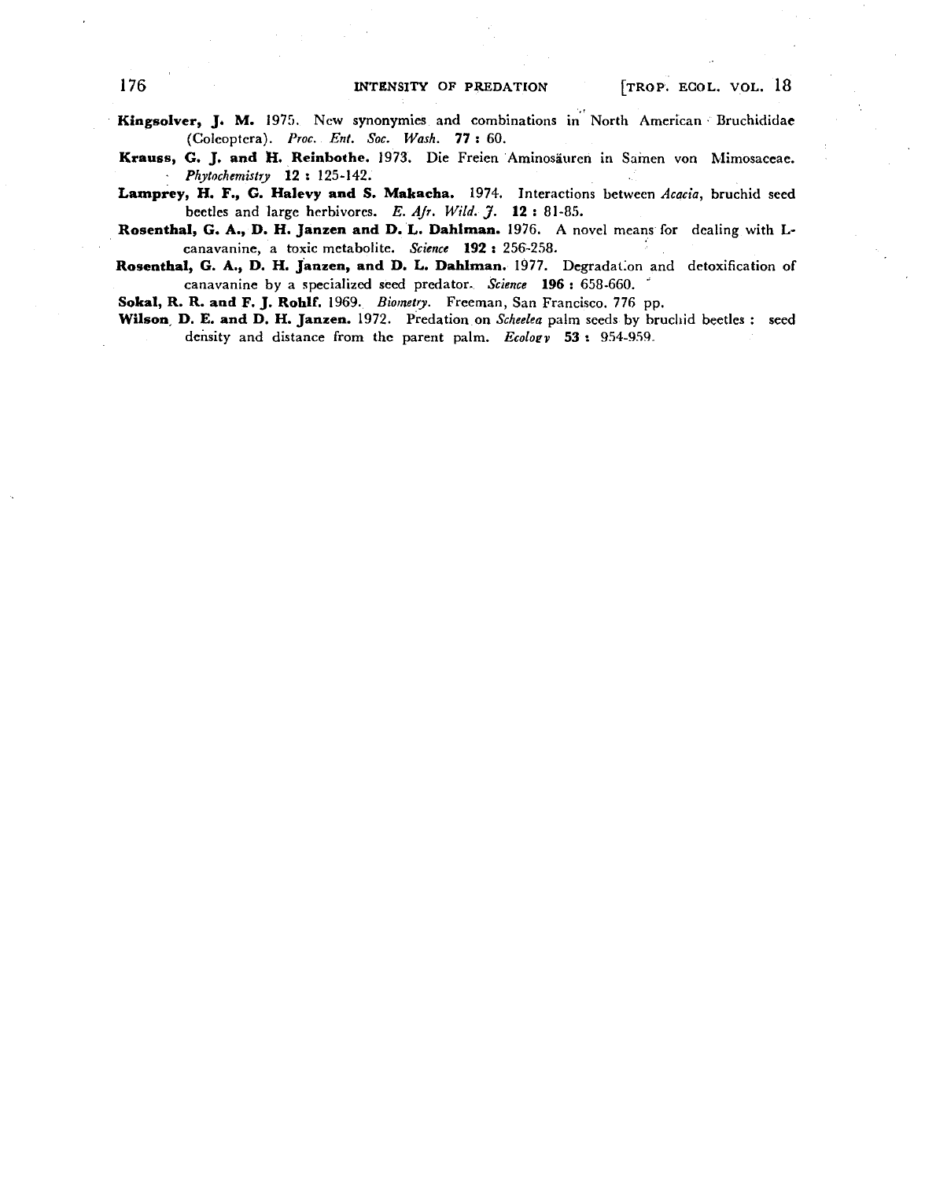**Kingsolver, J. M.** 1975. New synonymies and combinations in North American Bruchididae (Coleoptera). *Proc. Ent. Soc. Wash.* **77** : 60.

**Krauss, G. J. and H. Reinbothe.** 1973. Die Freien Aminosäuren in Samen von Mimosaceae. *Phytochemistry* **12** : 125-142.

**Lamprey, H. F., G. Halevy and S. Makacha.** 1974. Interactions between *Acacia*, bruchid seed beetles and large herbivores. *E. Afr. Wild. J.* **12** : 81-85.

**Rosenthal, G. A., D. H. Janzen and D. L. Dahlman.** 1976. A novel means for dealing with L-canavanine, a toxic metabolite. *Science* **192** : 256-258.

**Rosenthal, G. A., D. H. Janzen, and D. L. Dahlman.** 1977. Degradation and detoxification of canavanine by a specialized seed predator. *Science* **196** : 658-660.

**Sokal, R. R. and F. J. Rohlf.** 1969. *Biometry*. Freeman, San Francisco. 776 pp.

**Wilson, D. E. and D. H. Janzen.** 1972. Predation on *Scheelea* palm seeds by bruchid beetles : seed density and distance from the parent palm. *Ecology* **53** : 954-959.